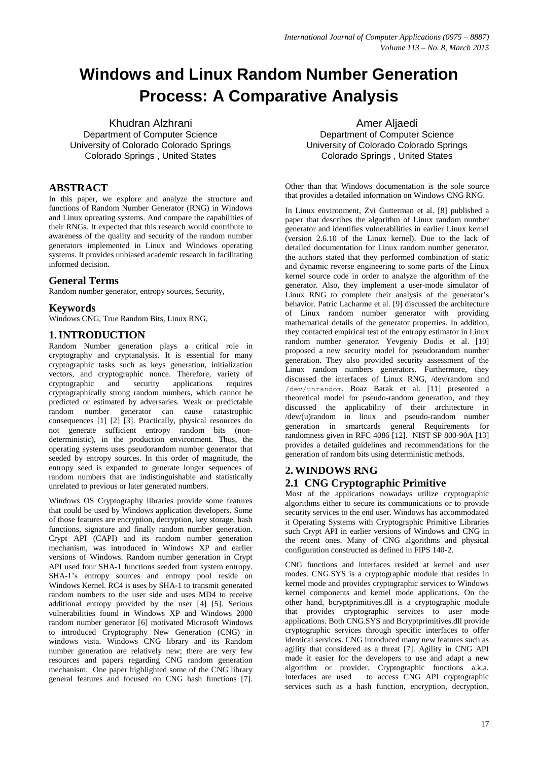# Windows and Linux Random Number Generation Process: A Comparative Analysis

Khudran Alzhrani
Department of Computer Science
University of Colorado Colorado Springs
Colorado Springs , United States

Amer Aljaedi
Department of Computer Science
University of Colorado Colorado Springs
Colorado Springs , United States

## ABSTRACT

In this paper, we explore and analyze the structure and functions of Random Number Generator (RNG) in Windows and Linux opreating systems. And compare the capabilities of their RNGs. It expected that this research would contribute to awareness of the quality and security of the random number generators implemented in Linux and Windows operating systems. It provides unbiased academic research in facilitating informed decision.

## General Terms

Random number generator, entropy sources, Security,

## Keywords

Windows CNG, True Random Bits, Linux RNG,

## 1. INTRODUCTION

Random Number generation plays a critical role in cryptography and cryptanalysis. It is essential for many cryptographic tasks such as keys generation, initialization vectors, and cryptographic nonce. Therefore, variety of cryptographic and security applications requires cryptographically strong random numbers, which cannot be predicted or estimated by adversaries. Weak or predictable random number generator can cause catastrophic consequences [1] [2] [3]. Practically, physical resources do not generate sufficient entropy random bits (non-deterministic), in the production environment. Thus, the operating systems uses pseudorandom number generator that seeded by entropy sources. In this order of magnitude, the entropy seed is expanded to generate longer sequences of random numbers that are indistinguishable and statistically unrelated to previous or later generated numbers.

Windows OS Cryptography libraries provide some features that could be used by Windows application developers. Some of those features are encryption, decryption, key storage, hash functions, signature and finally random number generation. Crypt API (CAPI) and its random number generation mechanism, was introduced in Windows XP and earlier versions of Windows. Random number generation in Crypt API used four SHA-1 functions seeded from system entropy. SHA-1's entropy sources and entropy pool reside on Windows Kernel. RC4 is uses by SHA-1 to transmit generated random numbers to the user side and uses MD4 to receive additional entropy provided by the user [4] [5]. Serious vulnerabilities found in Windows XP and Windows 2000 random number generator [6] motivated Microsoft Windows to introduced Cryptography New Generation (CNG) in windows vista. Windows CNG library and its Random number generation are relatively new; there are very few resources and papers regarding CNG random generation mechanism. One paper highlighted some of the CNG library general features and focused on CNG hash functions [7]. Other than that Windows documentation is the sole source that provides a detailed information on Windows CNG RNG.

In Linux environment, Zvi Gutterman et al. [8] published a paper that describes the algorithm of Linux random number generator and identifies vulnerabilities in earlier Linux kernel (version 2.6.10 of the Linux kernel). Due to the lack of detailed documentation for Linux random number generator, the authors stated that they performed combination of static and dynamic reverse engineering to some parts of the Linux kernel source code in order to analyze the algorithm of the generator. Also, they implement a user-mode simulator of Linux RNG to complete their analysis of the generator's behavior. Patric Lacharme et al. [9] discussed the architecture of Linux random number generator with providing mathematical details of the generator properties. In addition, they contacted empirical test of the entropy estimator in Linux random number generator. Yevgeniy Dodis et al. [10] proposed a new security model for pseudorandom number generation. They also provided security assessment of the Linux random numbers generators. Furthermore, they discussed the interfaces of Linux RNG, /dev/random and /dev/unrandom. Boaz Barak et al. [11] presented a theoretical model for pseudo-random generation, and they discussed the applicability of their architecture in /dev/(u)random in linux and pseudo-random number generation in smartcards general Requirements for randomness given in RFC 4086 [12]. NIST SP 800-90A [13] provides a detailed guidelines and recommendations for the generation of random bits using deterministic methods.

## 2. WINDOWS RNG

### 2.1 CNG Cryptographic Primitive

Most of the applications nowadays utilize cryptographic algorithms either to secure its communications or to provide security services to the end user. Windows has accommodated it Operating Systems with Cryptographic Primitive Libraries such Crypt API in earlier versions of Windows and CNG in the recent ones. Many of CNG algorithms and physical configuration constructed as defined in FIPS 140-2.

CNG functions and interfaces resided at kernel and user modes. CNG.SYS is a cryptographic module that resides in kernel mode and provides cryptographic services to Windows kernel components and kernel mode applications. On the other hand, bcryptprimitives.dll is a cryptographic module that provides cryptographic services to user mode applications. Both CNG.SYS and Bcryptprimitives.dll provide cryptographic services through specific interfaces to offer identical services. CNG introduced many new features such as agility that considered as a threat [7]. Agility in CNG API made it easier for the developers to use and adapt a new algorithm or provider. Cryptographic functions a.k.a. interfaces are used to access CNG API cryptographic services such as a hash function, encryption, decryption,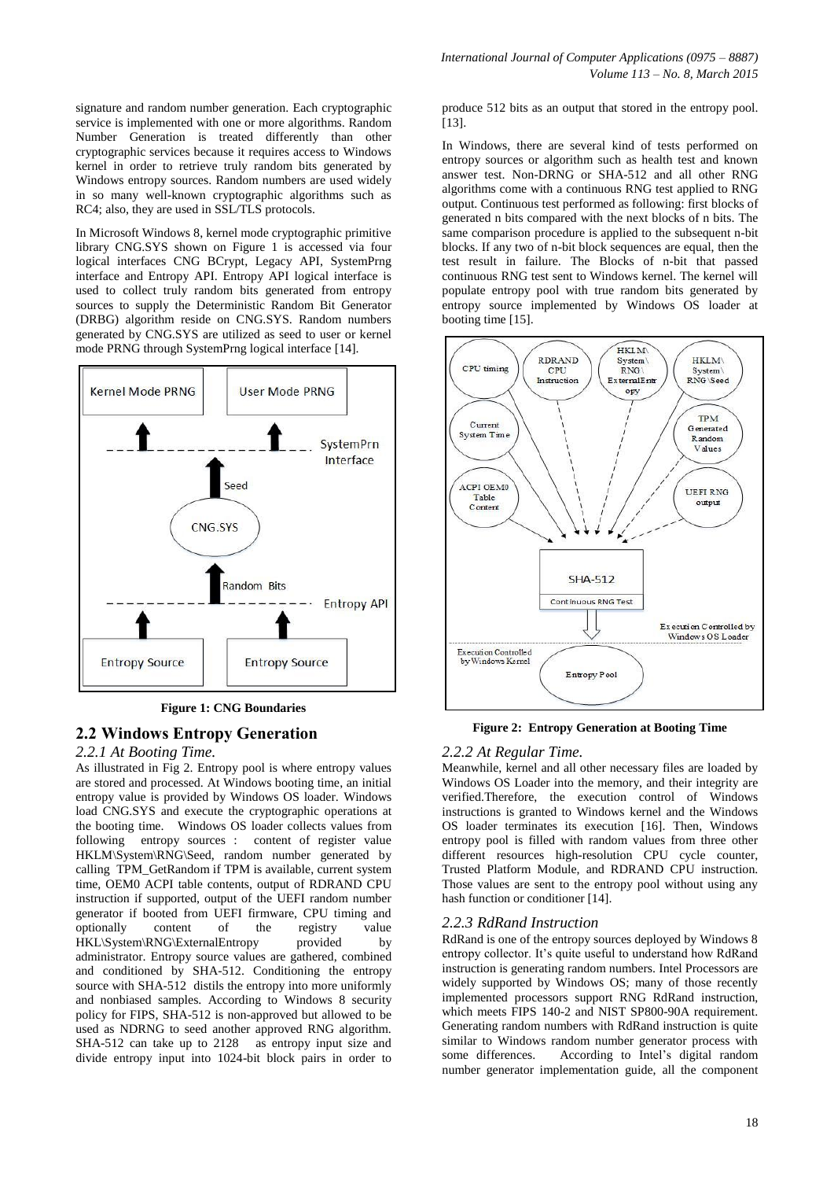signature and random number generation. Each cryptographic service is implemented with one or more algorithms. Random Number Generation is treated differently than other cryptographic services because it requires access to Windows kernel in order to retrieve truly random bits generated by Windows entropy sources. Random numbers are used widely in so many well-known cryptographic algorithms such as RC4; also, they are used in SSL/TLS protocols.

In Microsoft Windows 8, kernel mode cryptographic primitive library CNG.SYS shown on Figure 1 is accessed via four logical interfaces CNG BCrypt, Legacy API, SystemPrng interface and Entropy API. Entropy API logical interface is used to collect truly random bits generated from entropy sources to supply the Deterministic Random Bit Generator (DRBG) algorithm reside on CNG.SYS. Random numbers generated by CNG.SYS are utilized as seed to user or kernel mode PRNG through SystemPrng logical interface [14].

**Figure 1: CNG Boundaries**

## 2.2 Windows Entropy Generation

### *2.2.1 At Booting Time.*

As illustrated in Fig 2. Entropy pool is where entropy values are stored and processed. At Windows booting time, an initial entropy value is provided by Windows OS loader. Windows load CNG.SYS and execute the cryptographic operations at the booting time. Windows OS loader collects values from following entropy sources : content of register value HKLM\System\RNG\Seed, random number generated by calling TPM_GetRandom if TPM is available, current system time, OEM0 ACPI table contents, output of RDRAND CPU instruction if supported, output of the UEFI random number generator if booted from UEFI firmware, CPU timing and optionally content of the registry value HKL\System\RNG\ExternalEntropy provided by administrator. Entropy source values are gathered, combined and conditioned by SHA-512. Conditioning the entropy source with SHA-512 distils the entropy into more uniformly and nonbiased samples. According to Windows 8 security policy for FIPS, SHA-512 is non-approved but allowed to be used as NDRNG to seed another approved RNG algorithm. SHA-512 can take up to 2128 as entropy input size and divide entropy input into 1024-bit block pairs in order to produce 512 bits as an output that stored in the entropy pool. [13].

In Windows, there are several kind of tests performed on entropy sources or algorithm such as health test and known answer test. Non-DRNG or SHA-512 and all other RNG algorithms come with a continuous RNG test applied to RNG output. Continuous test performed as following: first blocks of generated n bits compared with the next blocks of n bits. The same comparison procedure is applied to the subsequent n-bit blocks. If any two of n-bit block sequences are equal, then the test result in failure. The Blocks of n-bit that passed continuous RNG test sent to Windows kernel. The kernel will populate entropy pool with true random bits generated by entropy source implemented by Windows OS loader at booting time [15].

**Figure 2: Entropy Generation at Booting Time**

### *2.2.2 At Regular Time.*

Meanwhile, kernel and all other necessary files are loaded by Windows OS Loader into the memory, and their integrity are verified.Therefore, the execution control of Windows instructions is granted to Windows kernel and the Windows OS loader terminates its execution [16]. Then, Windows entropy pool is filled with random values from three other different resources high-resolution CPU cycle counter, Trusted Platform Module, and RDRAND CPU instruction. Those values are sent to the entropy pool without using any hash function or conditioner [14].

### *2.2.3 RdRand Instruction*

RdRand is one of the entropy sources deployed by Windows 8 entropy collector. It's quite useful to understand how RdRand instruction is generating random numbers. Intel Processors are widely supported by Windows OS; many of those recently implemented processors support RNG RdRand instruction, which meets FIPS 140-2 and NIST SP800-90A requirement. Generating random numbers with RdRand instruction is quite similar to Windows random number generator process with some differences. According to Intel's digital random number generator implementation guide, all the component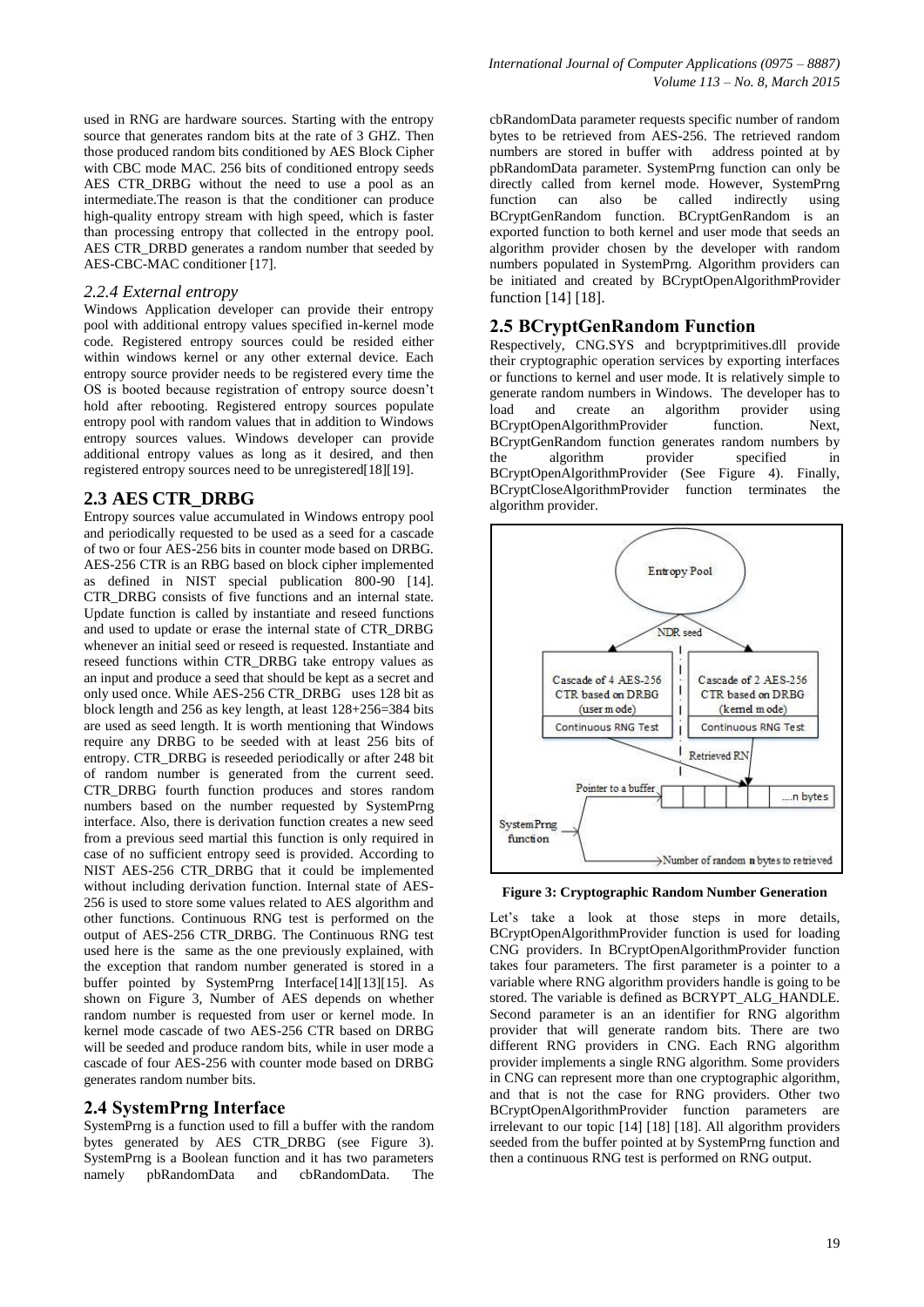used in RNG are hardware sources. Starting with the entropy source that generates random bits at the rate of 3 GHZ. Then those produced random bits conditioned by AES Block Cipher with CBC mode MAC. 256 bits of conditioned entropy seeds AES CTR_DRBG without the need to use a pool as an intermediate.The reason is that the conditioner can produce high-quality entropy stream with high speed, which is faster than processing entropy that collected in the entropy pool. AES CTR_DRBD generates a random number that seeded by AES-CBC-MAC conditioner [17].

### *2.2.4 External entropy*

Windows Application developer can provide their entropy pool with additional entropy values specified in-kernel mode code. Registered entropy sources could be resided either within windows kernel or any other external device. Each entropy source provider needs to be registered every time the OS is booted because registration of entropy source doesn't hold after rebooting. Registered entropy sources populate entropy pool with random values that in addition to Windows entropy sources values. Windows developer can provide additional entropy values as long as it desired, and then registered entropy sources need to be unregistered[18][19].

## 2.3 AES CTR_DRBG

Entropy sources value accumulated in Windows entropy pool and periodically requested to be used as a seed for a cascade of two or four AES-256 bits in counter mode based on DRBG. AES-256 CTR is an RBG based on block cipher implemented as defined in NIST special publication 800-90 [14]. CTR_DRBG consists of five functions and an internal state. Update function is called by instantiate and reseed functions and used to update or erase the internal state of CTR_DRBG whenever an initial seed or reseed is requested. Instantiate and reseed functions within CTR_DRBG take entropy values as an input and produce a seed that should be kept as a secret and only used once. While AES-256 CTR_DRBG uses 128 bit as block length and 256 as key length, at least 128+256=384 bits are used as seed length. It is worth mentioning that Windows require any DRBG to be seeded with at least 256 bits of entropy. CTR_DRBG is reseeded periodically or after 248 bit of random number is generated from the current seed. CTR_DRBG fourth function produces and stores random numbers based on the number requested by SystemPrng interface. Also, there is derivation function creates a new seed from a previous seed martial this function is only required in case of no sufficient entropy seed is provided. According to NIST AES-256 CTR_DRBG that it could be implemented without including derivation function. Internal state of AES-256 is used to store some values related to AES algorithm and other functions. Continuous RNG test is performed on the output of AES-256 CTR_DRBG. The Continuous RNG test used here is the same as the one previously explained, with the exception that random number generated is stored in a buffer pointed by SystemPrng Interface[14][13][15]. As shown on Figure 3, Number of AES depends on whether random number is requested from user or kernel mode. In kernel mode cascade of two AES-256 CTR based on DRBG will be seeded and produce random bits, while in user mode a cascade of four AES-256 with counter mode based on DRBG generates random number bits.

## 2.4 SystemPrng Interface

SystemPrng is a function used to fill a buffer with the random bytes generated by AES CTR_DRBG (see Figure 3). SystemPrng is a Boolean function and it has two parameters namely pbRandomData and cbRandomData. The cbRandomData parameter requests specific number of random bytes to be retrieved from AES-256. The retrieved random numbers are stored in buffer with address pointed at by pbRandomData parameter. SystemPrng function can only be directly called from kernel mode. However, SystemPrng function can also be called indirectly using BCryptGenRandom function. BCryptGenRandom is an exported function to both kernel and user mode that seeds an algorithm provider chosen by the developer with random numbers populated in SystemPrng. Algorithm providers can be initiated and created by BCryptOpenAlgorithmProvider function [14] [18].

## 2.5 BCryptGenRandom Function

Respectively, CNG.SYS and bcryptprimitives.dll provide their cryptographic operation services by exporting interfaces or functions to kernel and user mode. It is relatively simple to generate random numbers in Windows. The developer has to load and create an algorithm provider using BCryptOpenAlgorithmProvider function. Next, BCryptGenRandom function generates random numbers by the algorithm provider specified in BCryptOpenAlgorithmProvider (See Figure 4). Finally, BCryptCloseAlgorithmProvider function terminates the algorithm provider.

**Figure 3: Cryptographic Random Number Generation**

Let's take a look at those steps in more details, BCryptOpenAlgorithmProvider function is used for loading CNG providers. In BCryptOpenAlgorithmProvider function takes four parameters. The first parameter is a pointer to a variable where RNG algorithm providers handle is going to be stored. The variable is defined as BCRYPT_ALG_HANDLE. Second parameter is an an identifier for RNG algorithm provider that will generate random bits. There are two different RNG providers in CNG. Each RNG algorithm provider implements a single RNG algorithm. Some providers in CNG can represent more than one cryptographic algorithm, and that is not the case for RNG providers. Other two BCryptOpenAlgorithmProvider function parameters are irrelevant to our topic [14] [18] [18]. All algorithm providers seeded from the buffer pointed at by SystemPrng function and then a continuous RNG test is performed on RNG output.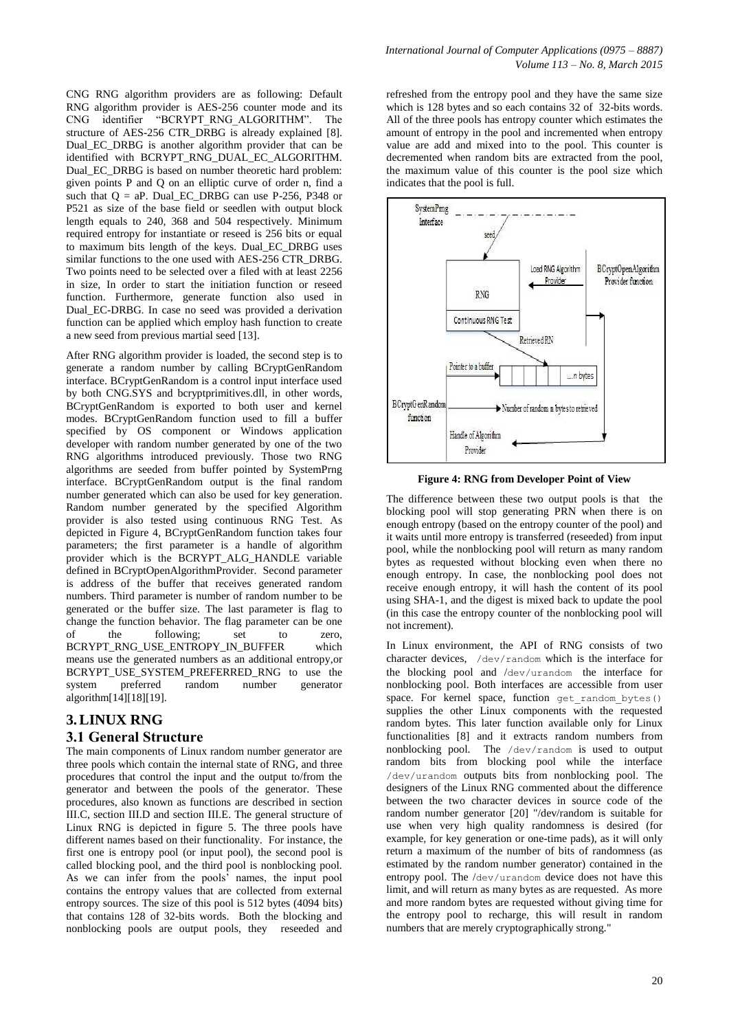CNG RNG algorithm providers are as following: Default RNG algorithm provider is AES-256 counter mode and its CNG identifier "BCRYPT_RNG_ALGORITHM". The structure of AES-256 CTR_DRBG is already explained [8]. Dual_EC_DRBG is another algorithm provider that can be identified with BCRYPT_RNG_DUAL_EC_ALGORITHM. Dual_EC_DRBG is based on number theoretic hard problem: given points P and Q on an elliptic curve of order n, find a such that Q = aP. Dual_EC_DRBG can use P-256, P348 or P521 as size of the base field or seedlen with output block length equals to 240, 368 and 504 respectively. Minimum required entropy for instantiate or reseed is 256 bits or equal to maximum bits length of the keys. Dual_EC_DRBG uses similar functions to the one used with AES-256 CTR_DRBG. Two points need to be selected over a filed with at least 2256 in size, In order to start the initiation function or reseed function. Furthermore, generate function also used in Dual_EC-DRBG. In case no seed was provided a derivation function can be applied which employ hash function to create a new seed from previous martial seed [13].

After RNG algorithm provider is loaded, the second step is to generate a random number by calling BCryptGenRandom interface. BCryptGenRandom is a control input interface used by both CNG.SYS and bcryptprimitives.dll, in other words, BCryptGenRandom is exported to both user and kernel modes. BCryptGenRandom function used to fill a buffer specified by OS component or Windows application developer with random number generated by one of the two RNG algorithms introduced previously. Those two RNG algorithms are seeded from buffer pointed by SystemPrng interface. BCryptGenRandom output is the final random number generated which can also be used for key generation. Random number generated by the specified Algorithm provider is also tested using continuous RNG Test. As depicted in Figure 4, BCryptGenRandom function takes four parameters; the first parameter is a handle of algorithm provider which is the BCRYPT_ALG_HANDLE variable defined in BCryptOpenAlgorithmProvider. Second parameter is address of the buffer that receives generated random numbers. Third parameter is number of random number to be generated or the buffer size. The last parameter is flag to change the function behavior. The flag parameter can be one of the following; set to zero, BCRYPT_RNG_USE_ENTROPY_IN_BUFFER which means use the generated numbers as an additional entropy,or BCRYPT_USE_SYSTEM_PREFERRED_RNG to use the system preferred random number generator algorithm[14][18][19].

# 3. LINUX RNG

## 3.1 General Structure

The main components of Linux random number generator are three pools which contain the internal state of RNG, and three procedures that control the input and the output to/from the generator and between the pools of the generator. These procedures, also known as functions are described in section III.C, section III.D and section III.E. The general structure of Linux RNG is depicted in figure 5. The three pools have different names based on their functionality. For instance, the first one is entropy pool (or input pool), the second pool is called blocking pool, and the third pool is nonblocking pool. As we can infer from the pools' names, the input pool contains the entropy values that are collected from external entropy sources. The size of this pool is 512 bytes (4094 bits) that contains 128 of 32-bits words. Both the blocking and nonblocking pools are output pools, they reseeded and refreshed from the entropy pool and they have the same size which is 128 bytes and so each contains 32 of 32-bits words. All of the three pools has entropy counter which estimates the amount of entropy in the pool and incremented when entropy value are add and mixed into to the pool. This counter is decremented when random bits are extracted from the pool, the maximum value of this counter is the pool size which indicates that the pool is full.

**Figure 4: RNG from Developer Point of View**

The difference between these two output pools is that the blocking pool will stop generating PRN when there is on enough entropy (based on the entropy counter of the pool) and it waits until more entropy is transferred (reseeded) from input pool, while the nonblocking pool will return as many random bytes as requested without blocking even when there no enough entropy. In case, the nonblocking pool does not receive enough entropy, it will hash the content of its pool using SHA-1, and the digest is mixed back to update the pool (in this case the entropy counter of the nonblocking pool will not increment).

In Linux environment, the API of RNG consists of two character devices, `/dev/random` which is the interface for the blocking pool and `/dev/urandom` the interface for nonblocking pool. Both interfaces are accessible from user space. For kernel space, function `get_random_bytes()` supplies the other Linux components with the requested random bytes. This later function available only for Linux functionalities [8] and it extracts random numbers from nonblocking pool. The `/dev/random` is used to output random bits from blocking pool while the interface `/dev/urandom` outputs bits from nonblocking pool. The designers of the Linux RNG commented about the difference between the two character devices in source code of the random number generator [20] "/dev/random is suitable for use when very high quality randomness is desired (for example, for key generation or one-time pads), as it will only return a maximum of the number of bits of randomness (as estimated by the random number generator) contained in the entropy pool. The `/dev/urandom` device does not have this limit, and will return as many bytes as are requested. As more and more random bytes are requested without giving time for the entropy pool to recharge, this will result in random numbers that are merely cryptographically strong."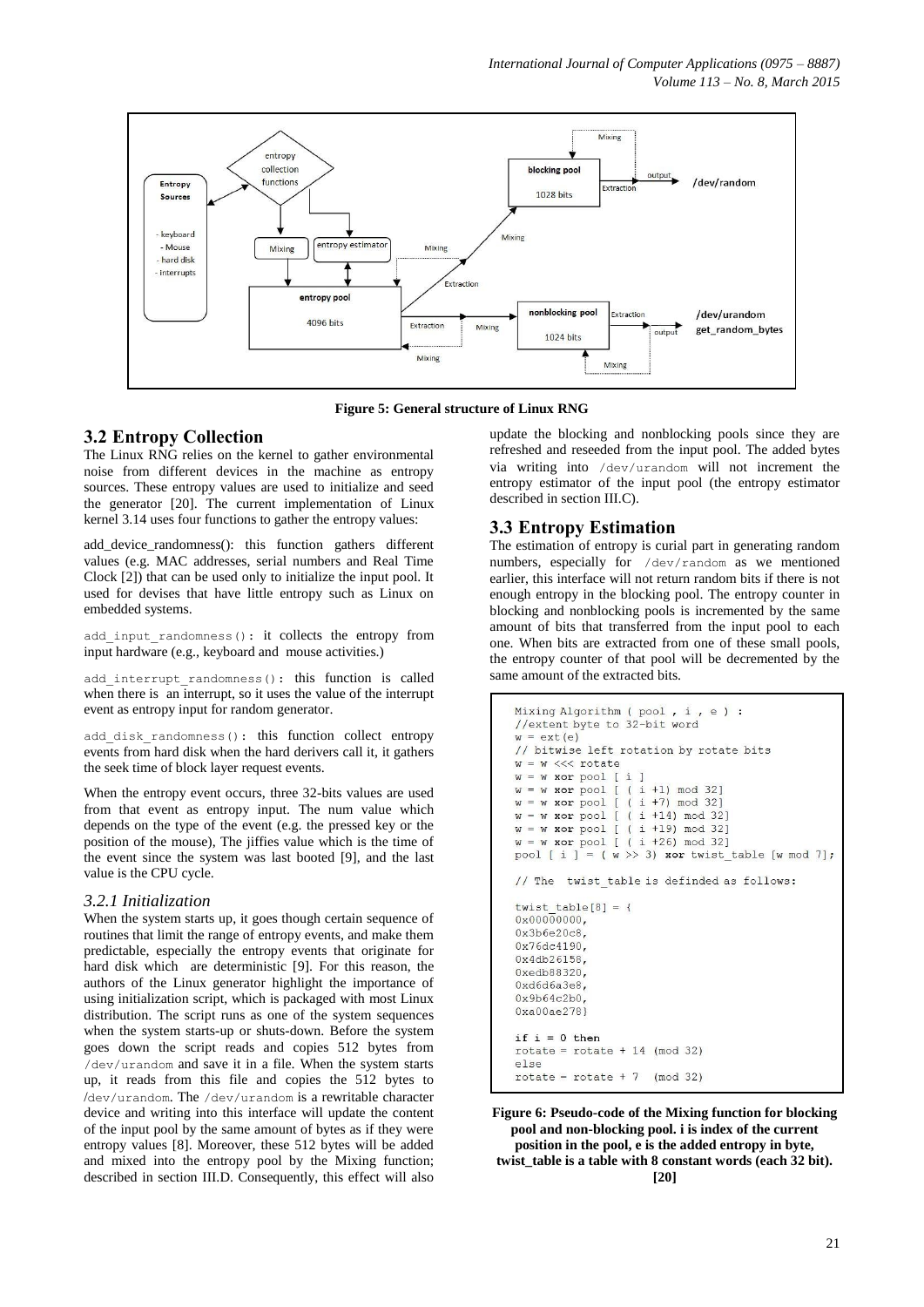Figure 5: General structure of Linux RNG

## 3.2 Entropy Collection

The Linux RNG relies on the kernel to gather environmental noise from different devices in the machine as entropy sources. These entropy values are used to initialize and seed the generator [20]. The current implementation of Linux kernel 3.14 uses four functions to gather the entropy values:

add_device_randomness(): this function gathers different values (e.g. MAC addresses, serial numbers and Real Time Clock [2]) that can be used only to initialize the input pool. It used for devises that have little entropy such as Linux on embedded systems.

`add_input_randomness()`: it collects the entropy from input hardware (e.g., keyboard and mouse activities.)

`add_interrupt_randomness()`: this function is called when there is an interrupt, so it uses the value of the interrupt event as entropy input for random generator.

`add_disk_randomness()`: this function collect entropy events from hard disk when the hard derivers call it, it gathers the seek time of block layer request events.

When the entropy event occurs, three 32-bits values are used from that event as entropy input. The num value which depends on the type of the event (e.g. the pressed key or the position of the mouse), The jiffies value which is the time of the event since the system was last booted [9], and the last value is the CPU cycle.

### *3.2.1 Initialization*

When the system starts up, it goes though certain sequence of routines that limit the range of entropy events, and make them predictable, especially the entropy events that originate for hard disk which are deterministic [9]. For this reason, the authors of the Linux generator highlight the importance of using initialization script, which is packaged with most Linux distribution. The script runs as one of the system sequences when the system starts-up or shuts-down. Before the system goes down the script reads and copies 512 bytes from `/dev/urandom` and save it in a file. When the system starts up, it reads from this file and copies the 512 bytes to `/dev/urandom`. The `/dev/urandom` is a rewritable character device and writing into this interface will update the content of the input pool by the same amount of bytes as if they were entropy values [8]. Moreover, these 512 bytes will be added and mixed into the entropy pool by the Mixing function; described in section III.D. Consequently, this effect will also update the blocking and nonblocking pools since they are refreshed and reseeded from the input pool. The added bytes via writing into `/dev/urandom` will not increment the entropy estimator of the input pool (the entropy estimator described in section III.C).

## 3.3 Entropy Estimation

The estimation of entropy is curial part in generating random numbers, especially for `/dev/random` as we mentioned earlier, this interface will not return random bits if there is not enough entropy in the blocking pool. The entropy counter in blocking and nonblocking pools is incremented by the same amount of bits that transferred from the input pool to each one. When bits are extracted from one of these small pools, the entropy counter of that pool will be decremented by the same amount of the extracted bits.

```
Mixing Algorithm ( pool , i , e ) :
//extent byte to 32-bit word
w = ext(e)
// bitwise left rotation by rotate bits
w = w <<< rotate
w = w xor pool [ i ]
w = w xor pool [ ( i +1) mod 32]
w = w xor pool [ ( i +7) mod 32]
w = w xor pool [ ( i +14) mod 32]
w = w xor pool [ ( i +19) mod 32]
w = w xor pool [ ( i +26) mod 32]
pool [ i ] = ( w >> 3) xor twist_table [w mod 7];

// The  twist_table is definded as follows:

twist_table[8] = {
0x00000000,
0x3b6e20c8,
0x76dc4190,
0x4db26158,
0xedb88320,
0xd6d6a3e8,
0x9b64c2b0,
0xa00ae278}

if i = 0 then
rotate = rotate + 14 (mod 32)
else
rotate = rotate + 7  (mod 32)
```

**Figure 6: Pseudo-code of the Mixing function for blocking pool and non-blocking pool. i is index of the current position in the pool, e is the added entropy in byte, twist_table is a table with 8 constant words (each 32 bit). [20]**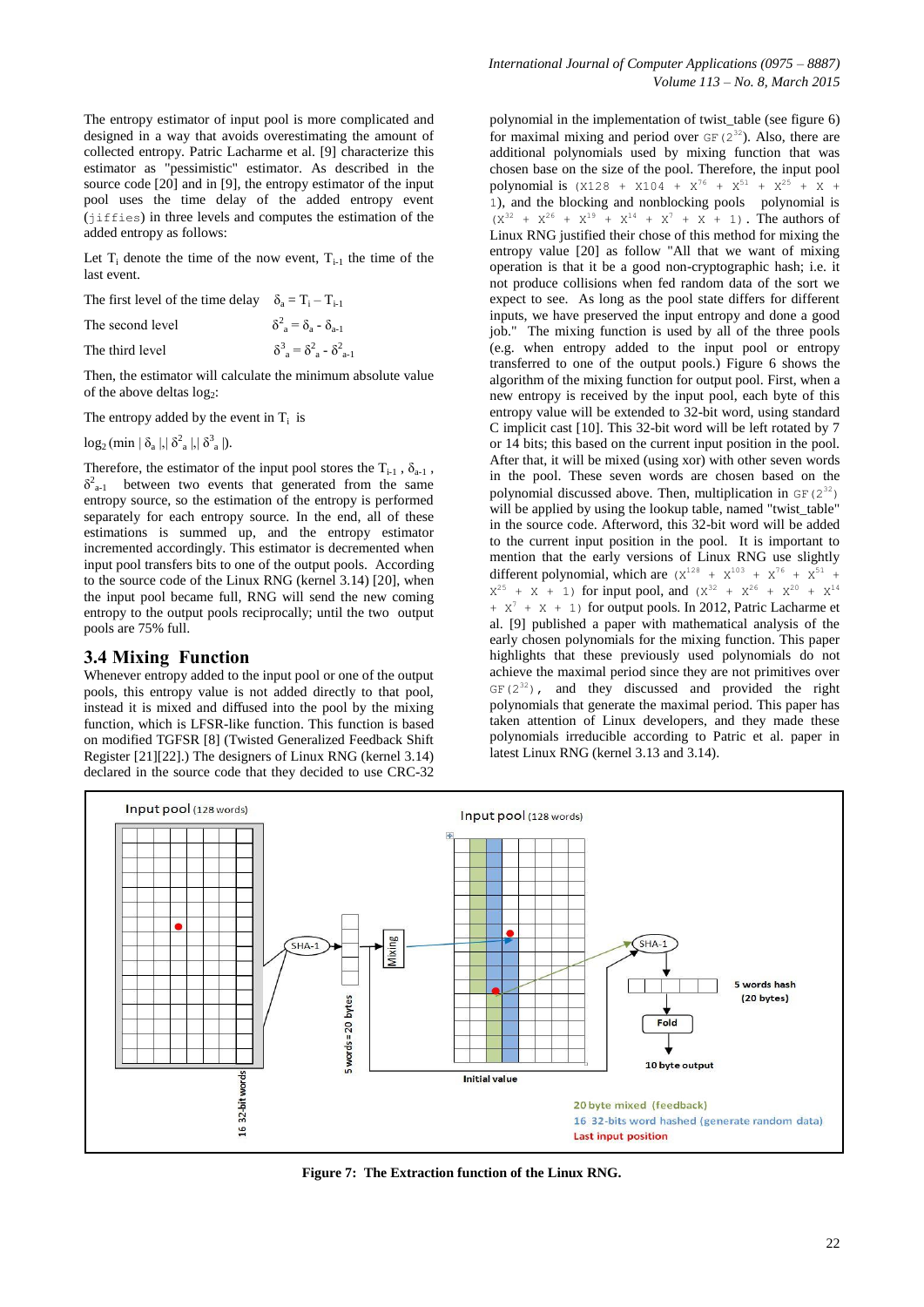The entropy estimator of input pool is more complicated and designed in a way that avoids overestimating the amount of collected entropy. Patric Lacharme et al. [9] characterize this estimator as "pessimistic" estimator. As described in the source code [20] and in [9], the entropy estimator of the input pool uses the time delay of the added entropy event (`jiffies`) in three levels and computes the estimation of the added entropy as follows:

Let $T_i$ denote the time of the now event, $T_{i-1}$ the time of the last event.

The first level of the time delay $\delta_a = T_i - T_{i-1}$

The second level $\delta^2_a = \delta_a - \delta_{a-1}$

The third level $\delta^3_a = \delta^2_a - \delta^2_{a-1}$

Then, the estimator will calculate the minimum absolute value of the above deltas $\log_2$:

The entropy added by the event in $T_i$ is

$\log_2 (\min |\delta_a|,|\delta^2_a|,|\delta^3_a|)$.

Therefore, the estimator of the input pool stores the $T_{i-1}$, $\delta_{a-1}$, $\delta^2_{a-1}$ between two events that generated from the same entropy source, so the estimation of the entropy is performed separately for each entropy source. In the end, all of these estimations is summed up, and the entropy estimator incremented accordingly. This estimator is decremented when input pool transfers bits to one of the output pools. According to the source code of the Linux RNG (kernel 3.14) [20], when the input pool became full, RNG will send the new coming entropy to the output pools reciprocally; until the two output pools are 75% full.

## 3.4 Mixing Function

Whenever entropy added to the input pool or one of the output pools, this entropy value is not added directly to that pool, instead it is mixed and diffused into the pool by the mixing function, which is LFSR-like function. This function is based on modified TGFSR [8] (Twisted Generalized Feedback Shift Register [21][22].) The designers of Linux RNG (kernel 3.14) declared in the source code that they decided to use CRC-32 polynomial in the implementation of twist_table (see figure 6) for maximal mixing and period over $GF(2^{32})$. Also, there are additional polynomials used by mixing function that was chosen base on the size of the pool. Therefore, the input pool polynomial is $(X^{128} + X^{104} + X^{76} + X^{51} + X^{25} + X + 1)$, and the blocking and nonblocking pools polynomial is $(X^{32} + X^{26} + X^{19} + X^{14} + X^{7} + X + 1)$. The authors of Linux RNG justified their chose of this method for mixing the entropy value [20] as follow "All that we want of mixing operation is that it be a good non-cryptographic hash; i.e. it not produce collisions when fed random data of the sort we expect to see. As long as the pool state differs for different inputs, we have preserved the input entropy and done a good job." The mixing function is used by all of the three pools (e.g. when entropy added to the input pool or entropy transferred to one of the output pools.) Figure 6 shows the algorithm of the mixing function for output pool. First, when a new entropy is received by the input pool, each byte of this entropy value will be extended to 32-bit word, using standard C implicit cast [10]. This 32-bit word will be left rotated by 7 or 14 bits; this based on the current input position in the pool. After that, it will be mixed (using xor) with other seven words in the pool. These seven words are chosen based on the polynomial discussed above. Then, multiplication in $GF(2^{32})$ will be applied by using the lookup table, named "twist_table" in the source code. Afterword, this 32-bit word will be added to the current input position in the pool. It is important to mention that the early versions of Linux RNG use slightly different polynomial, which are $(X^{128} + X^{103} + X^{76} + X^{51} + X^{25} + X + 1)$ for input pool, and $(X^{32} + X^{26} + X^{20} + X^{14} + X^{7} + X + 1)$ for output pools. In 2012, Patric Lacharme et al. [9] published a paper with mathematical analysis of the early chosen polynomials for the mixing function. This paper highlights that these previously used polynomials do not achieve the maximal period since they are not primitives over $GF(2^{32})$, and they discussed and provided the right polynomials that generate the maximal period. This paper has taken attention of Linux developers, and they made these polynomials irreducible according to Patric et al. paper in latest Linux RNG (kernel 3.13 and 3.14).

**Figure 7: The Extraction function of the Linux RNG.**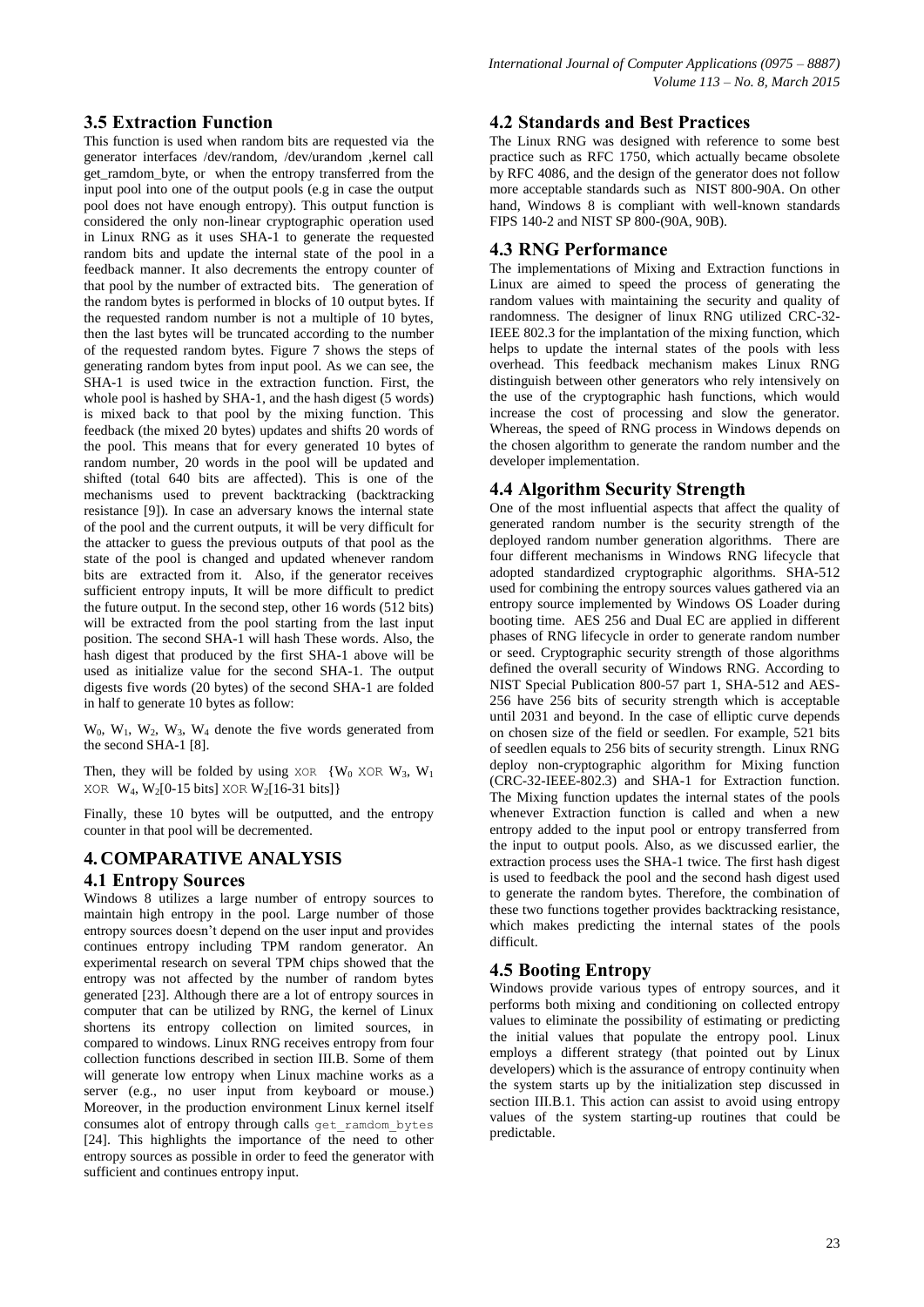### 3.5 Extraction Function

This function is used when random bits are requested via the generator interfaces /dev/random, /dev/urandom ,kernel call get_ramdom_byte, or when the entropy transferred from the input pool into one of the output pools (e.g in case the output pool does not have enough entropy). This output function is considered the only non-linear cryptographic operation used in Linux RNG as it uses SHA-1 to generate the requested random bits and update the internal state of the pool in a feedback manner. It also decrements the entropy counter of that pool by the number of extracted bits. The generation of the random bytes is performed in blocks of 10 output bytes. If the requested random number is not a multiple of 10 bytes, then the last bytes will be truncated according to the number of the requested random bytes. Figure 7 shows the steps of generating random bytes from input pool. As we can see, the SHA-1 is used twice in the extraction function. First, the whole pool is hashed by SHA-1, and the hash digest (5 words) is mixed back to that pool by the mixing function. This feedback (the mixed 20 bytes) updates and shifts 20 words of the pool. This means that for every generated 10 bytes of random number, 20 words in the pool will be updated and shifted (total 640 bits are affected). This is one of the mechanisms used to prevent backtracking (backtracking resistance [9]). In case an adversary knows the internal state of the pool and the current outputs, it will be very difficult for the attacker to guess the previous outputs of that pool as the state of the pool is changed and updated whenever random bits are extracted from it. Also, if the generator receives sufficient entropy inputs, It will be more difficult to predict the future output. In the second step, other 16 words (512 bits) will be extracted from the pool starting from the last input position. The second SHA-1 will hash These words. Also, the hash digest that produced by the first SHA-1 above will be used as initialize value for the second SHA-1. The output digests five words (20 bytes) of the second SHA-1 are folded in half to generate 10 bytes as follow:

$W_0$, $W_1$, $W_2$, $W_3$, $W_4$ denote the five words generated from the second SHA-1 [8].

Then, they will be folded by using XOR {$W_0$ XOR $W_3$, $W_1$ XOR $W_4$, $W_2$[0-15 bits] XOR $W_2$[16-31 bits]}

Finally, these 10 bytes will be outputted, and the entropy counter in that pool will be decremented.

## 4. COMPARATIVE ANALYSIS

### 4.1 Entropy Sources

Windows 8 utilizes a large number of entropy sources to maintain high entropy in the pool. Large number of those entropy sources doesn't depend on the user input and provides continues entropy including TPM random generator. An experimental research on several TPM chips showed that the entropy was not affected by the number of random bytes generated [23]. Although there are a lot of entropy sources in computer that can be utilized by RNG, the kernel of Linux shortens its entropy collection on limited sources, in compared to windows. Linux RNG receives entropy from four collection functions described in section III.B. Some of them will generate low entropy when Linux machine works as a server (e.g., no user input from keyboard or mouse.) Moreover, in the production environment Linux kernel itself consumes alot of entropy through calls `get_ramdom_bytes` [24]. This highlights the importance of the need to other entropy sources as possible in order to feed the generator with sufficient and continues entropy input.

### 4.2 Standards and Best Practices

The Linux RNG was designed with reference to some best practice such as RFC 1750, which actually became obsolete by RFC 4086, and the design of the generator does not follow more acceptable standards such as NIST 800-90A. On other hand, Windows 8 is compliant with well-known standards FIPS 140-2 and NIST SP 800-(90A, 90B).

### 4.3 RNG Performance

The implementations of Mixing and Extraction functions in Linux are aimed to speed the process of generating the random values with maintaining the security and quality of randomness. The designer of linux RNG utilized CRC-32-IEEE 802.3 for the implantation of the mixing function, which helps to update the internal states of the pools with less overhead. This feedback mechanism makes Linux RNG distinguish between other generators who rely intensively on the use of the cryptographic hash functions, which would increase the cost of processing and slow the generator. Whereas, the speed of RNG process in Windows depends on the chosen algorithm to generate the random number and the developer implementation.

### 4.4 Algorithm Security Strength

One of the most influential aspects that affect the quality of generated random number is the security strength of the deployed random number generation algorithms. There are four different mechanisms in Windows RNG lifecycle that adopted standardized cryptographic algorithms. SHA-512 used for combining the entropy sources values gathered via an entropy source implemented by Windows OS Loader during booting time. AES 256 and Dual EC are applied in different phases of RNG lifecycle in order to generate random number or seed. Cryptographic security strength of those algorithms defined the overall security of Windows RNG. According to NIST Special Publication 800-57 part 1, SHA-512 and AES-256 have 256 bits of security strength which is acceptable until 2031 and beyond. In the case of elliptic curve depends on chosen size of the field or seedlen. For example, 521 bits of seedlen equals to 256 bits of security strength. Linux RNG deploy non-cryptographic algorithm for Mixing function (CRC-32-IEEE-802.3) and SHA-1 for Extraction function. The Mixing function updates the internal states of the pools whenever Extraction function is called and when a new entropy added to the input pool or entropy transferred from the input to output pools. Also, as we discussed earlier, the extraction process uses the SHA-1 twice. The first hash digest is used to feedback the pool and the second hash digest used to generate the random bytes. Therefore, the combination of these two functions together provides backtracking resistance, which makes predicting the internal states of the pools difficult.

### 4.5 Booting Entropy

Windows provide various types of entropy sources, and it performs both mixing and conditioning on collected entropy values to eliminate the possibility of estimating or predicting the initial values that populate the entropy pool. Linux employs a different strategy (that pointed out by Linux developers) which is the assurance of entropy continuity when the system starts up by the initialization step discussed in section III.B.1. This action can assist to avoid using entropy values of the system starting-up routines that could be predictable.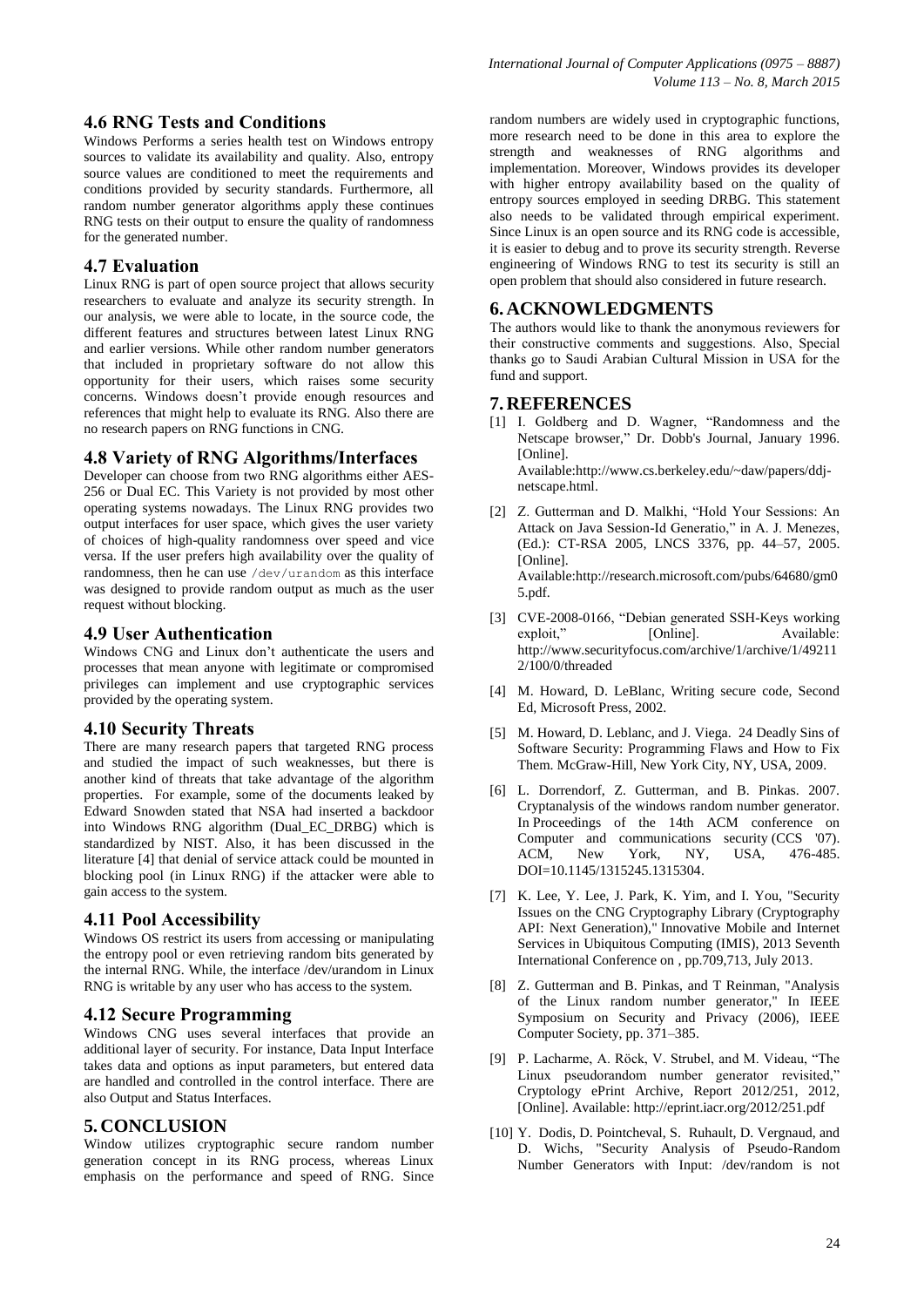### 4.6 RNG Tests and Conditions

Windows Performs a series health test on Windows entropy sources to validate its availability and quality. Also, entropy source values are conditioned to meet the requirements and conditions provided by security standards. Furthermore, all random number generator algorithms apply these continues RNG tests on their output to ensure the quality of randomness for the generated number.

### 4.7 Evaluation

Linux RNG is part of open source project that allows security researchers to evaluate and analyze its security strength. In our analysis, we were able to locate, in the source code, the different features and structures between latest Linux RNG and earlier versions. While other random number generators that included in proprietary software do not allow this opportunity for their users, which raises some security concerns. Windows doesn't provide enough resources and references that might help to evaluate its RNG. Also there are no research papers on RNG functions in CNG.

### 4.8 Variety of RNG Algorithms/Interfaces

Developer can choose from two RNG algorithms either AES-256 or Dual EC. This Variety is not provided by most other operating systems nowadays. The Linux RNG provides two output interfaces for user space, which gives the user variety of choices of high-quality randomness over speed and vice versa. If the user prefers high availability over the quality of randomness, then he can use `/dev/urandom` as this interface was designed to provide random output as much as the user request without blocking.

### 4.9 User Authentication

Windows CNG and Linux don't authenticate the users and processes that mean anyone with legitimate or compromised privileges can implement and use cryptographic services provided by the operating system.

### 4.10 Security Threats

There are many research papers that targeted RNG process and studied the impact of such weaknesses, but there is another kind of threats that take advantage of the algorithm properties. For example, some of the documents leaked by Edward Snowden stated that NSA had inserted a backdoor into Windows RNG algorithm (Dual_EC_DRBG) which is standardized by NIST. Also, it has been discussed in the literature [4] that denial of service attack could be mounted in blocking pool (in Linux RNG) if the attacker were able to gain access to the system.

### 4.11 Pool Accessibility

Windows OS restrict its users from accessing or manipulating the entropy pool or even retrieving random bits generated by the internal RNG. While, the interface /dev/urandom in Linux RNG is writable by any user who has access to the system.

### 4.12 Secure Programming

Windows CNG uses several interfaces that provide an additional layer of security. For instance, Data Input Interface takes data and options as input parameters, but entered data are handled and controlled in the control interface. There are also Output and Status Interfaces.

## 5. CONCLUSION

Window utilizes cryptographic secure random number generation concept in its RNG process, whereas Linux emphasis on the performance and speed of RNG. Since random numbers are widely used in cryptographic functions, more research need to be done in this area to explore the strength and weaknesses of RNG algorithms and implementation. Moreover, Windows provides its developer with higher entropy availability based on the quality of entropy sources employed in seeding DRBG. This statement also needs to be validated through empirical experiment. Since Linux is an open source and its RNG code is accessible, it is easier to debug and to prove its security strength. Reverse engineering of Windows RNG to test its security is still an open problem that should also considered in future research.

## 6. ACKNOWLEDGMENTS

The authors would like to thank the anonymous reviewers for their constructive comments and suggestions. Also, Special thanks go to Saudi Arabian Cultural Mission in USA for the fund and support.

## 7. REFERENCES

[1] I. Goldberg and D. Wagner, "Randomness and the Netscape browser," Dr. Dobb's Journal, January 1996. [Online]. Available:http://www.cs.berkeley.edu/~daw/papers/ddj-netscape.html.

[2] Z. Gutterman and D. Malkhi, "Hold Your Sessions: An Attack on Java Session-Id Generatio," in A. J. Menezes, (Ed.): CT-RSA 2005, LNCS 3376, pp. 44–57, 2005. [Online]. Available:http://research.microsoft.com/pubs/64680/gm05.pdf.

[3] CVE-2008-0166, "Debian generated SSH-Keys working exploit," [Online]. Available: http://www.securityfocus.com/archive/1/archive/1/492112/100/0/threaded

[4] M. Howard, D. LeBlanc, Writing secure code, Second Ed, Microsoft Press, 2002.

[5] M. Howard, D. Leblanc, and J. Viega. 24 Deadly Sins of Software Security: Programming Flaws and How to Fix Them. McGraw-Hill, New York City, NY, USA, 2009.

[6] L. Dorrendorf, Z. Gutterman, and B. Pinkas. 2007. Cryptanalysis of the windows random number generator. In Proceedings of the 14th ACM conference on Computer and communications security (CCS '07). ACM, New York, NY, USA, 476-485. DOI=10.1145/1315245.1315304.

[7] K. Lee, Y. Lee, J. Park, K. Yim, and I. You, "Security Issues on the CNG Cryptography Library (Cryptography API: Next Generation)," Innovative Mobile and Internet Services in Ubiquitous Computing (IMIS), 2013 Seventh International Conference on , pp.709,713, July 2013.

[8] Z. Gutterman and B. Pinkas, and T Reinman, "Analysis of the Linux random number generator," In IEEE Symposium on Security and Privacy (2006), IEEE Computer Society, pp. 371–385.

[9] P. Lacharme, A. Röck, V. Strubel, and M. Videau, "The Linux pseudorandom number generator revisited," Cryptology ePrint Archive, Report 2012/251, 2012, [Online]. Available: http://eprint.iacr.org/2012/251.pdf

[10] Y. Dodis, D. Pointcheval, S. Ruhault, D. Vergnaud, and D. Wichs, "Security Analysis of Pseudo-Random Number Generators with Input: /dev/random is not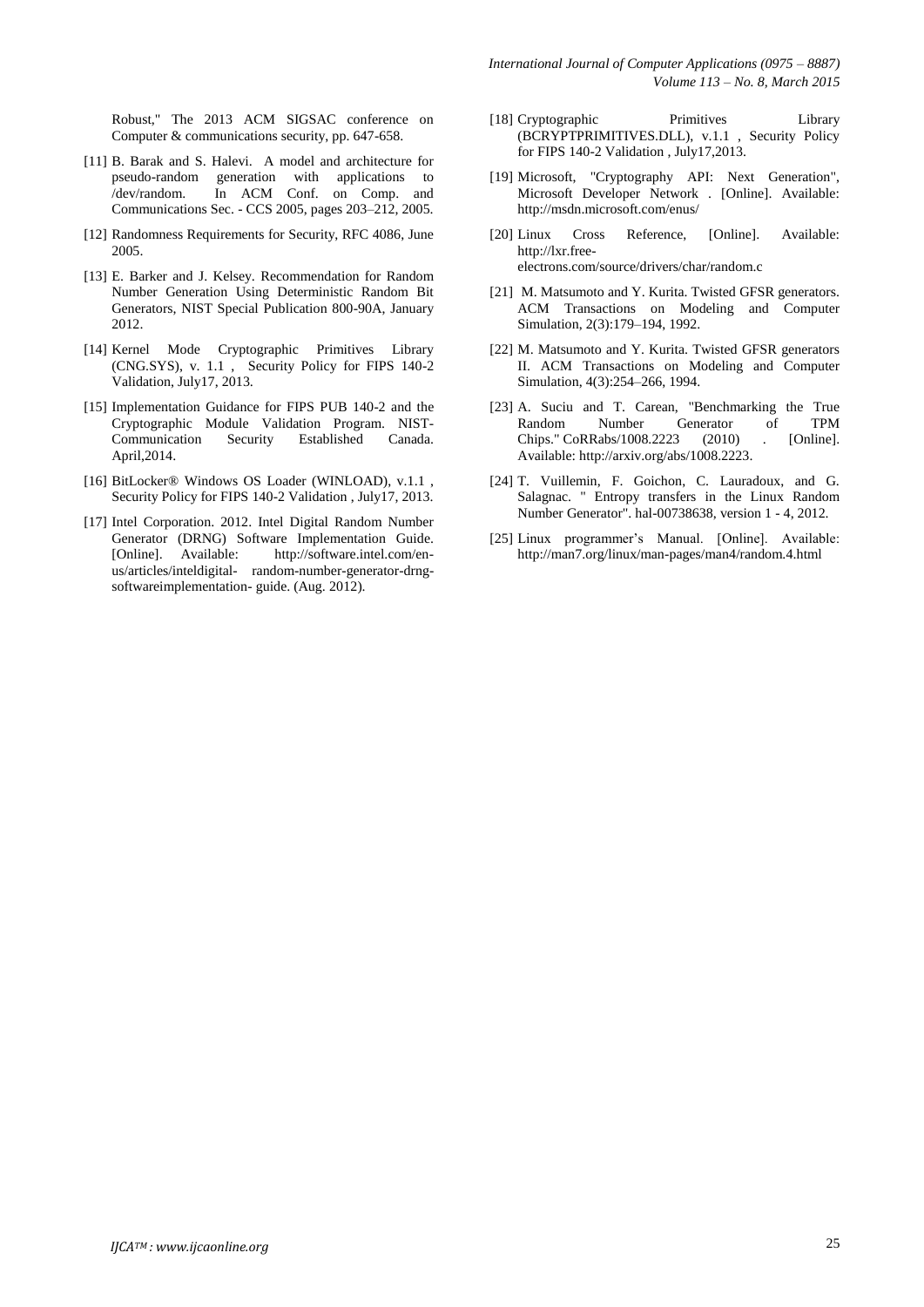Robust," The 2013 ACM SIGSAC conference on Computer & communications security, pp. 647-658.

[11] B. Barak and S. Halevi. A model and architecture for pseudo-random generation with applications to /dev/random. In ACM Conf. on Comp. and Communications Sec. - CCS 2005, pages 203–212, 2005.

[12] Randomness Requirements for Security, RFC 4086, June 2005.

[13] E. Barker and J. Kelsey. Recommendation for Random Number Generation Using Deterministic Random Bit Generators, NIST Special Publication 800-90A, January 2012.

[14] Kernel Mode Cryptographic Primitives Library (CNG.SYS), v. 1.1 , Security Policy for FIPS 140-2 Validation, July17, 2013.

[15] Implementation Guidance for FIPS PUB 140-2 and the Cryptographic Module Validation Program. NIST-Communication Security Established Canada. April,2014.

[16] BitLocker® Windows OS Loader (WINLOAD), v.1.1 , Security Policy for FIPS 140-2 Validation , July17, 2013.

[17] Intel Corporation. 2012. Intel Digital Random Number Generator (DRNG) Software Implementation Guide. [Online]. Available: http://software.intel.com/en-us/articles/inteldigital- random-number-generator-drng-softwareimplementation- guide. (Aug. 2012).

[18] Cryptographic Primitives Library (BCRYPTPRIMITIVES.DLL), v.1.1 , Security Policy for FIPS 140-2 Validation , July17,2013.

[19] Microsoft, "Cryptography API: Next Generation", Microsoft Developer Network . [Online]. Available: http://msdn.microsoft.com/enus/

[20] Linux Cross Reference, [Online]. Available: http://lxr.free-electrons.com/source/drivers/char/random.c

[21] M. Matsumoto and Y. Kurita. Twisted GFSR generators. ACM Transactions on Modeling and Computer Simulation, 2(3):179–194, 1992.

[22] M. Matsumoto and Y. Kurita. Twisted GFSR generators II. ACM Transactions on Modeling and Computer Simulation, 4(3):254–266, 1994.

[23] A. Suciu and T. Carean, "Benchmarking the True Random Number Generator of TPM Chips." CoRRabs/1008.2223 (2010) . [Online]. Available: http://arxiv.org/abs/1008.2223.

[24] T. Vuillemin, F. Goichon, C. Lauradoux, and G. Salagnac. " Entropy transfers in the Linux Random Number Generator". hal-00738638, version 1 - 4, 2012.

[25] Linux programmer's Manual. [Online]. Available: http://man7.org/linux/man-pages/man4/random.4.html